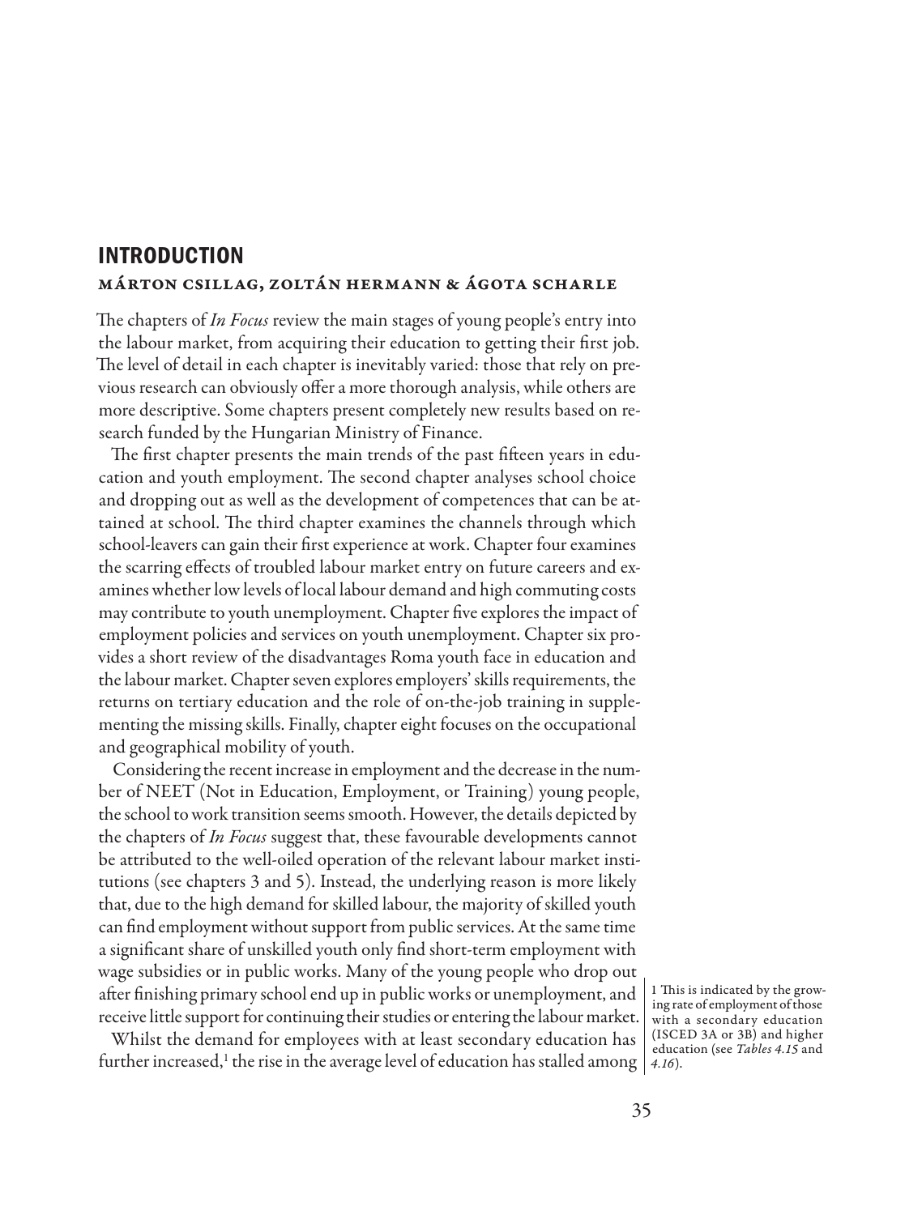# INTRODUCTION

**MÁRTON CSILLAG, ZOLTÁN HERMANN & ÁGOTA SCHARLE**

The chapters of *In Focus* review the main stages of young people's entry into the labour market, from acquiring their education to getting their first job. The level of detail in each chapter is inevitably varied: those that rely on previous research can obviously offer a more thorough analysis, while others are more descriptive. Some chapters present completely new results based on research funded by the Hungarian Ministry of Finance.

The first chapter presents the main trends of the past fifteen years in education and youth employment. The second chapter analyses school choice and dropping out as well as the development of competences that can be attained at school. The third chapter examines the channels through which school-leavers can gain their first experience at work. Chapter four examines the scarring effects of troubled labour market entry on future careers and examines whether low levels of local labour demand and high commuting costs may contribute to youth unemployment. Chapter five explores the impact of employment policies and services on youth unemployment. Chapter six provides a short review of the disadvantages Roma youth face in education and the labour market. Chapter seven explores employers' skills requirements, the returns on tertiary education and the role of on-the-job training in supplementing the missing skills. Finally, chapter eight focuses on the occupational and geographical mobility of youth.

Considering the recent increase in employment and the decrease in the number of NEET (Not in Education, Employment, or Training) young people, the school to work transition seems smooth. However, the details depicted by the chapters of *In Focus* suggest that, these favourable developments cannot be attributed to the well-oiled operation of the relevant labour market institutions (see chapters 3 and 5). Instead, the underlying reason is more likely that, due to the high demand for skilled labour, the majority of skilled youth can find employment without support from public services. At the same time a significant share of unskilled youth only find short-term employment with wage subsidies or in public works. Many of the young people who drop out after finishing primary school end up in public works or unemployment, and receive little support for continuing their studies or entering the labour market.

Whilst the demand for employees with at least secondary education has further increased,[1] the rise in the average level of education has stalled among

[1] This is indicated by the growing rate of employment of those with a secondary education (ISCED 3A or 3B) and higher education (see *Tables 4.15* and *4.16*).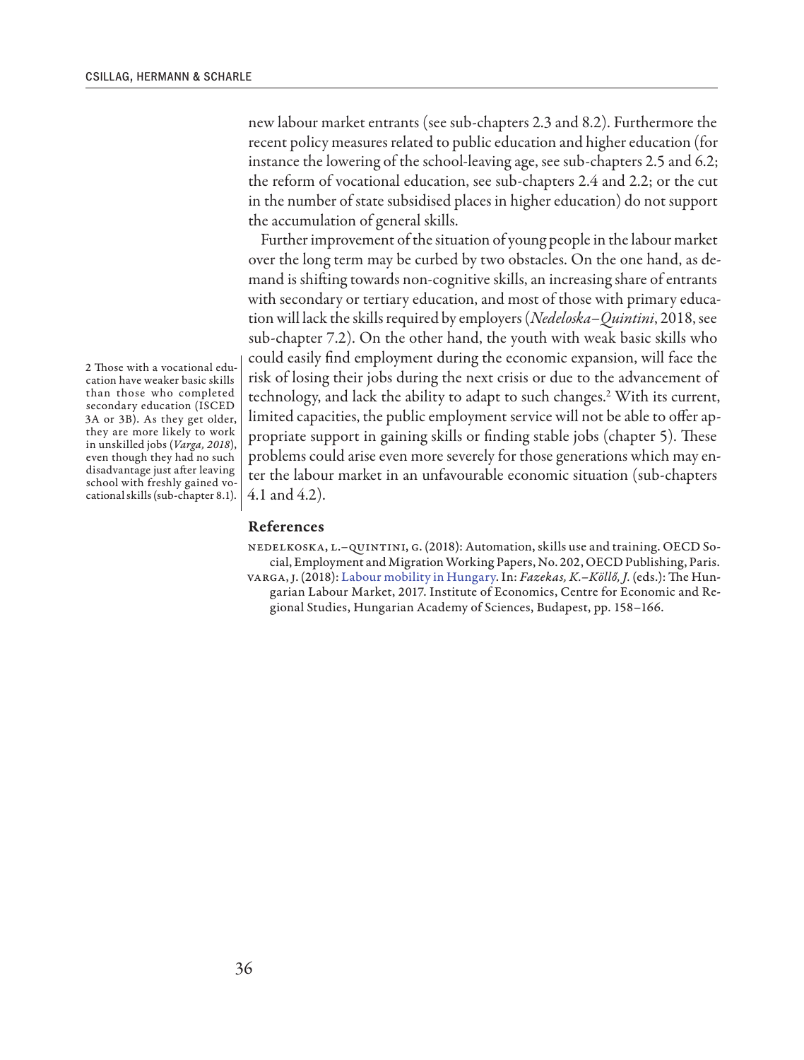new labour market entrants (see sub-chapters 2.3 and 8.2). Furthermore the recent policy measures related to public education and higher education (for instance the lowering of the school-leaving age, see sub-chapters 2.5 and 6.2; the reform of vocational education, see sub-chapters 2.4 and 2.2; or the cut in the number of state subsidised places in higher education) do not support the accumulation of general skills.

Further improvement of the situation of young people in the labour market over the long term may be curbed by two obstacles. On the one hand, as demand is shifting towards non-cognitive skills, an increasing share of entrants with secondary or tertiary education, and most of those with primary education will lack the skills required by employers (*Nedeloska–Quintini*, 2018, see sub-chapter 7.2). On the other hand, the youth with weak basic skills who could easily find employment during the economic expansion, will face the risk of losing their jobs during the next crisis or due to the advancement of technology, and lack the ability to adapt to such changes.[2] With its current, limited capacities, the public employment service will not be able to offer appropriate support in gaining skills or finding stable jobs (chapter 5). These problems could arise even more severely for those generations which may enter the labour market in an unfavourable economic situation (sub-chapters 4.1 and 4.2).

2 Those with a vocational education have weaker basic skills than those who completed secondary education (ISCED 3A or 3B). As they get older, they are more likely to work in unskilled jobs (*Varga, 2018*), even though they had no such disadvantage just after leaving school with freshly gained vocational skills (sub-chapter 8.1).

## References

Nedelkoska, L.–Quintini, G. (2018): Automation, skills use and training. OECD Social, Employment and Migration Working Papers, No. 202, OECD Publishing, Paris.

Varga, J. (2018): Labour mobility in Hungary. In: *Fazekas, K.–Köllő, J.* (eds.): The Hungarian Labour Market, 2017. Institute of Economics, Centre for Economic and Regional Studies, Hungarian Academy of Sciences, Budapest, pp. 158–166.